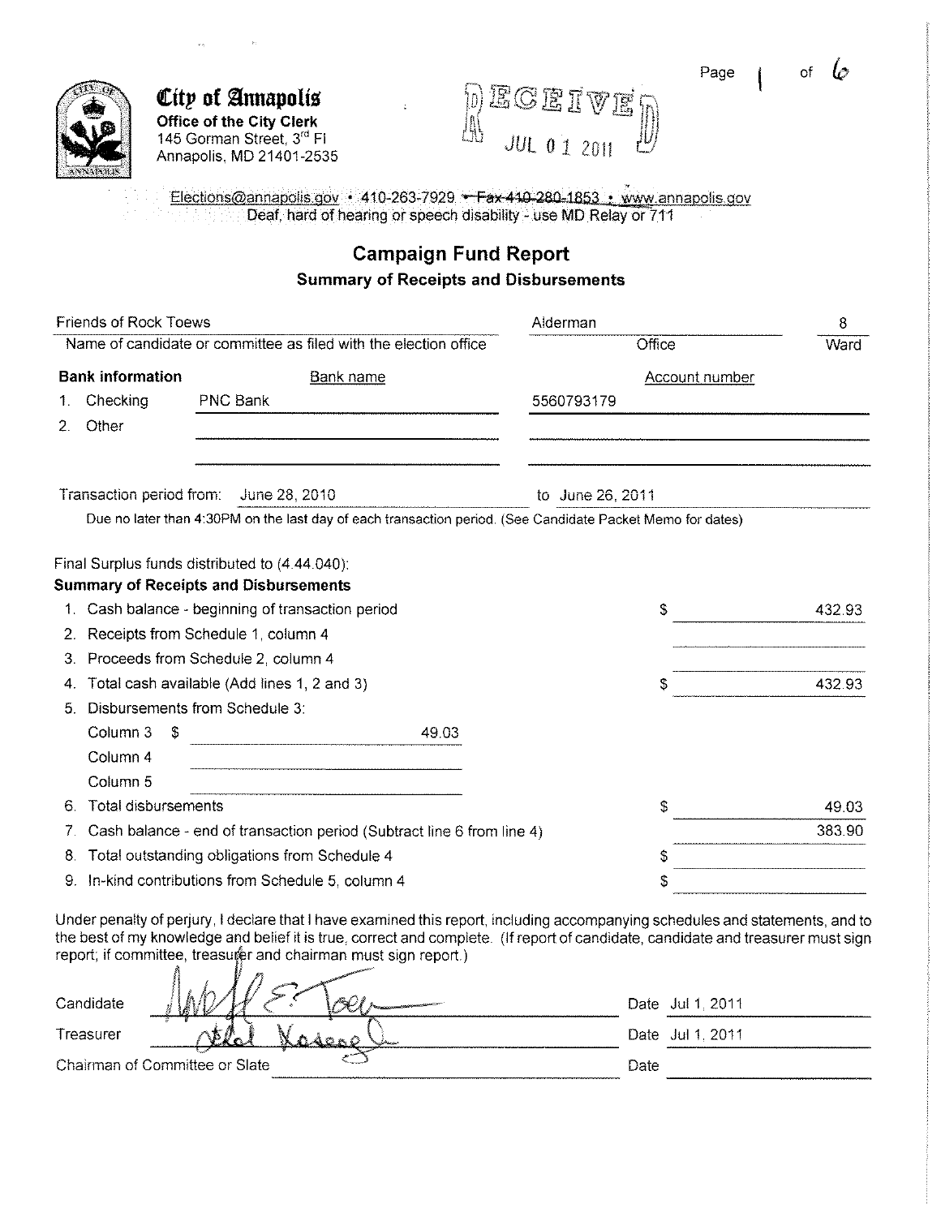**City of Annapolis**
**Office of the City Clerk**
145 Gorman Street, 3rd Fl
Annapolis, MD 21401-2535

RECEIVED
JUL 01 2011

Elections@annapolis.gov • 410-263-7929 • ~~Fax 410-280-1853~~ • www.annapolis.gov
Deaf, hard of hearing or speech disability - use MD Relay or 711

# Campaign Fund Report

## Summary of Receipts and Disbursements

| Name of candidate or committee as filed with the election office | Office | Ward |
|---|---|---|
| Friends of Rock Toews | Alderman | 8 |

**Bank information**

| | Bank name | Account number |
|---|---|---|
| 1. Checking | PNC Bank | 5560793179 |
| 2. Other | | |

Transaction period from: June 28, 2010 to June 26, 2011

Due no later than 4:30PM on the last day of each transaction period. (See Candidate Packet Memo for dates)

Final Surplus funds distributed to (4.44.040):

**Summary of Receipts and Disbursements**

| | | |
|---|---|---|
| 1. Cash balance - beginning of transaction period | | $ 432.93 |
| 2. Receipts from Schedule 1, column 4 | | |
| 3. Proceeds from Schedule 2, column 4 | | |
| 4. Total cash available (Add lines 1, 2 and 3) | | $ 432.93 |
| 5. Disbursements from Schedule 3: | | |
| Column 3 | $ 49.03 | |
| Column 4 | | |
| Column 5 | | |
| 6. Total disbursements | | $ 49.03 |
| 7. Cash balance - end of transaction period (Subtract line 6 from line 4) | | 383.90 |
| 8. Total outstanding obligations from Schedule 4 | | $ |
| 9. In-kind contributions from Schedule 5, column 4 | | $ |

Under penalty of perjury, I declare that I have examined this report, including accompanying schedules and statements, and to the best of my knowledge and belief it is true, correct and complete. (If report of candidate, candidate and treasurer must sign report; if committee, treasurer and chairman must sign report.)

| | | |
|---|---|---|
| Candidate | [signature] | Date Jul 1, 2011 |
| Treasurer | [signature] | Date Jul 1, 2011 |
| Chairman of Committee or Slate | | Date |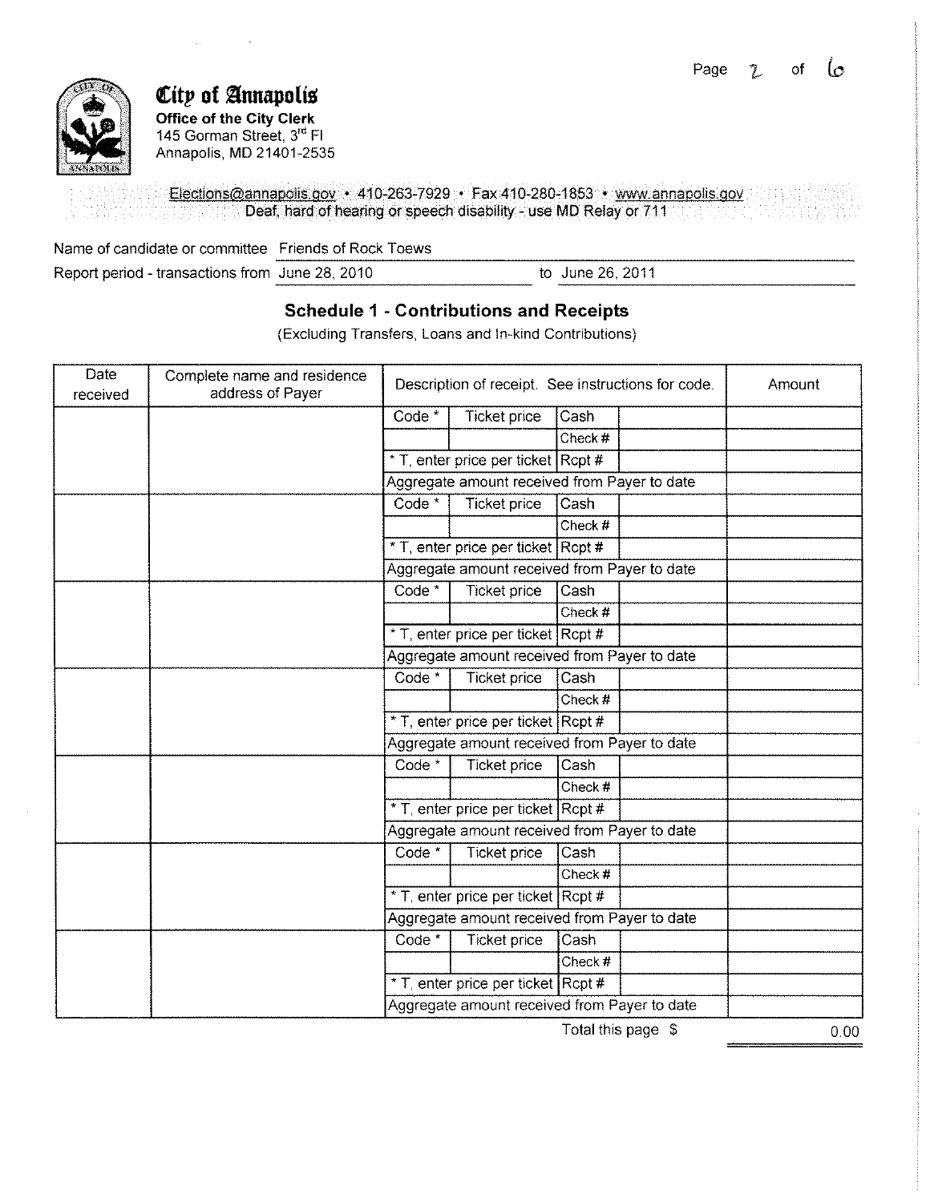# City of Annapolis

**Office of the City Clerk**
145 Gorman Street, 3rd Fl
Annapolis, MD 21401-2535

Elections@annapolis.gov • 410-263-7929 • Fax 410-280-1853 • www.annapolis.gov
Deaf, hard of hearing or speech disability - use MD Relay or 711

Name of candidate or committee: Friends of Rock Toews

Report period - transactions from: June 28, 2010 to June 26, 2011

## Schedule 1 - Contributions and Receipts

(Excluding Transfers, Loans and In-kind Contributions)

| Date received | Complete name and residence address of Payer | Description of receipt. See instructions for code. | | | | Amount |
|---|---|---|---|---|---|---|
| | | Code * | Ticket price | Cash | | |
| | | | | Check # | | |
| | | * T, enter price per ticket | | Rcpt # | | |
| | | Aggregate amount received from Payer to date | | | | |
| | | Code * | Ticket price | Cash | | |
| | | | | Check # | | |
| | | * T, enter price per ticket | | Rcpt # | | |
| | | Aggregate amount received from Payer to date | | | | |
| | | Code * | Ticket price | Cash | | |
| | | | | Check # | | |
| | | * T, enter price per ticket | | Rcpt # | | |
| | | Aggregate amount received from Payer to date | | | | |
| | | Code * | Ticket price | Cash | | |
| | | | | Check # | | |
| | | * T, enter price per ticket | | Rcpt # | | |
| | | Aggregate amount received from Payer to date | | | | |
| | | Code * | Ticket price | Cash | | |
| | | | | Check # | | |
| | | * T, enter price per ticket | | Rcpt # | | |
| | | Aggregate amount received from Payer to date | | | | |
| | | Code * | Ticket price | Cash | | |
| | | | | Check # | | |
| | | * T, enter price per ticket | | Rcpt # | | |
| | | Aggregate amount received from Payer to date | | | | |
| | | Code * | Ticket price | Cash | | |
| | | | | Check # | | |
| | | * T, enter price per ticket | | Rcpt # | | |
| | | Aggregate amount received from Payer to date | | | | |

Total this page $ 0.00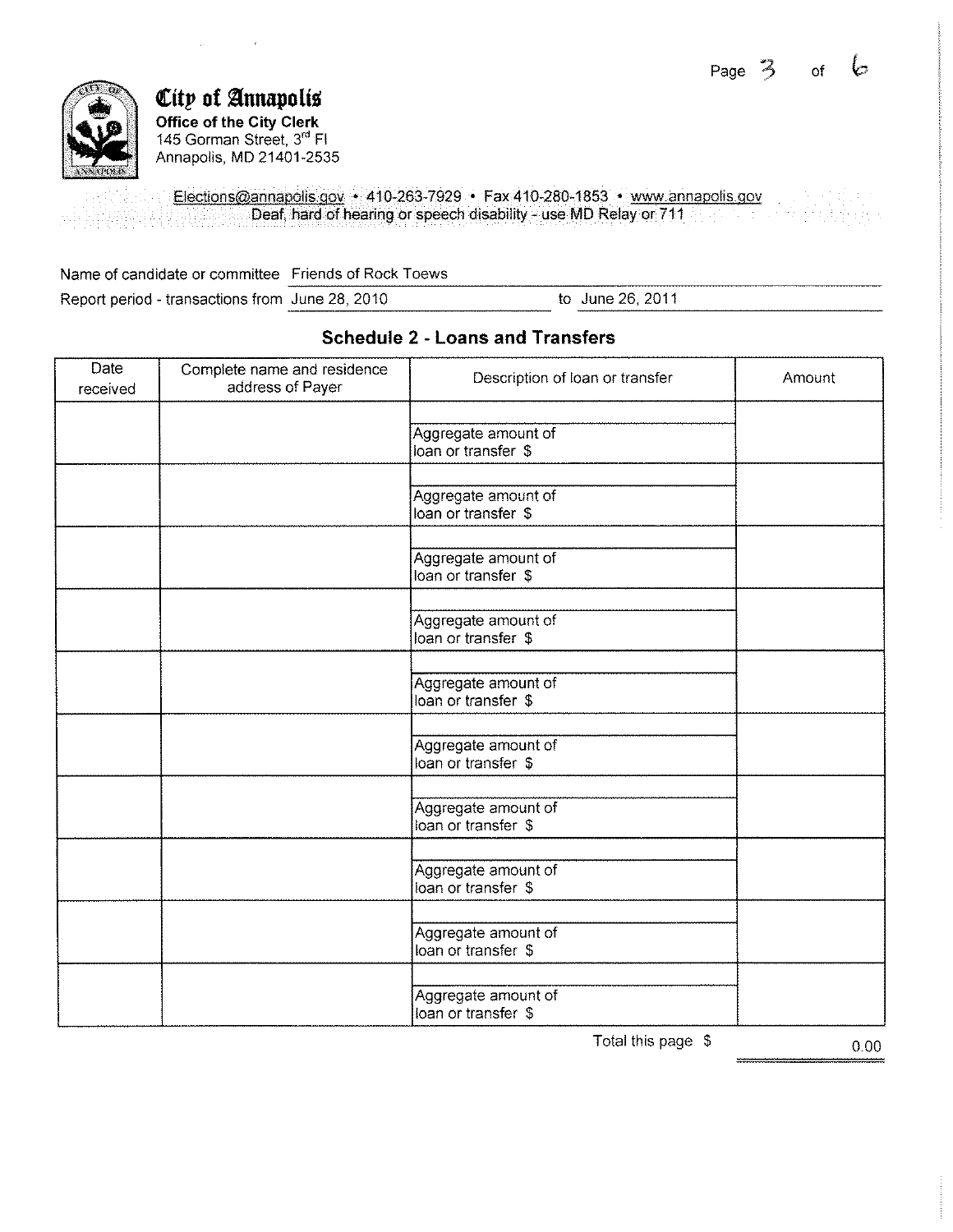**City of Annapolis**
**Office of the City Clerk**
145 Gorman Street, 3rd Fl
Annapolis, MD 21401-2535

Elections@annapolis.gov • 410-263-7929 • Fax 410-280-1853 • www.annapolis.gov
Deaf, hard of hearing or speech disability - use MD Relay or 711

Name of candidate or committee Friends of Rock Toews

Report period - transactions from June 28, 2010 to June 26, 2011

## Schedule 2 - Loans and Transfers

| Date received | Complete name and residence address of Payer | Description of loan or transfer | Amount |
|---|---|---|---|
| | | Aggregate amount of loan or transfer $ | |
| | | Aggregate amount of loan or transfer $ | |
| | | Aggregate amount of loan or transfer $ | |
| | | Aggregate amount of loan or transfer $ | |
| | | Aggregate amount of loan or transfer $ | |
| | | Aggregate amount of loan or transfer $ | |
| | | Aggregate amount of loan or transfer $ | |
| | | Aggregate amount of loan or transfer $ | |
| | | Aggregate amount of loan or transfer $ | |
| | | Aggregate amount of loan or transfer $ | |

Total this page $ 0.00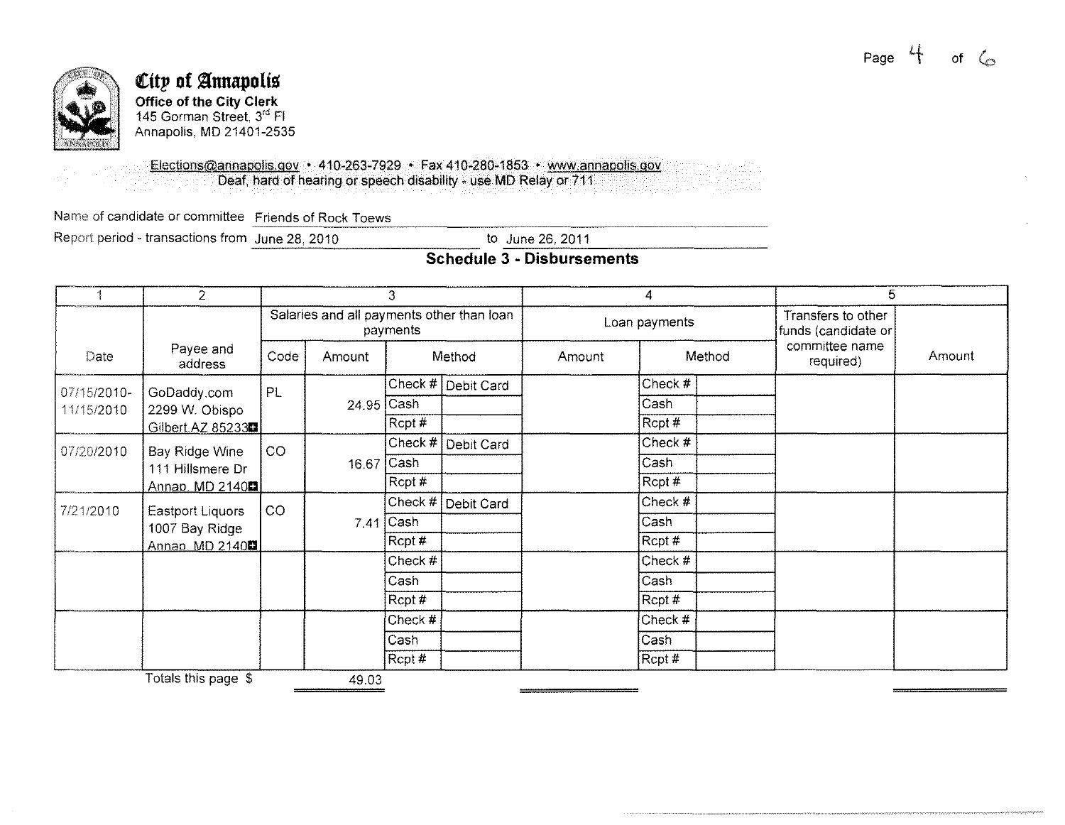**City of Annapolis**
**Office of the City Clerk**
145 Gorman Street, 3rd Fl
Annapolis, MD 21401-2535

Elections@annapolis.gov • 410-263-7929 • Fax 410-280-1853 • www.annapolis.gov
Deaf, hard of hearing or speech disability - use MD Relay or 711

Name of candidate or committee: Friends of Rock Toews

Report period - transactions from: June 28, 2010 to June 26, 2011

## Schedule 3 - Disbursements

| 1 | 2 | 3 | | | | 4 | | | 5 | |
|---|---|---|---|---|---|---|---|---|---|---|
| | | Salaries and all payments other than loan payments | | | | Loan payments | | | Transfers to other funds (candidate or committee name required) | Amount |
| Date | Payee and address | Code | Amount | Method | | Amount | Method | | | |
| 07/15/2010-11/15/2010 | GoDaddy.com 2299 W. Obispo Gilbert AZ 85233 | PL | 24.95 | Check # | Debit Card | | Check # | | | |
| | | | | Cash | | | Cash | | | |
| | | | | Rcpt # | | | Rcpt # | | | |
| 07/20/2010 | Bay Ridge Wine 111 Hillsmere Dr Annap. MD 2140 | CO | 16.67 | Check # | Debit Card | | Check # | | | |
| | | | | Cash | | | Cash | | | |
| | | | | Rcpt # | | | Rcpt # | | | |
| 7/21/2010 | Eastport Liquors 1007 Bay Ridge Annap. MD 2140 | CO | 7.41 | Check # | Debit Card | | Check # | | | |
| | | | | Cash | | | Cash | | | |
| | | | | Rcpt # | | | Rcpt # | | | |
| | | | | Check # | | | Check # | | | |
| | | | | Cash | | | Cash | | | |
| | | | | Rcpt # | | | Rcpt # | | | |
| | | | | Check # | | | Check # | | | |
| | | | | Cash | | | Cash | | | |
| | | | | Rcpt # | | | Rcpt # | | | |
| | Totals this page $ | | 49.03 | | | | | | | |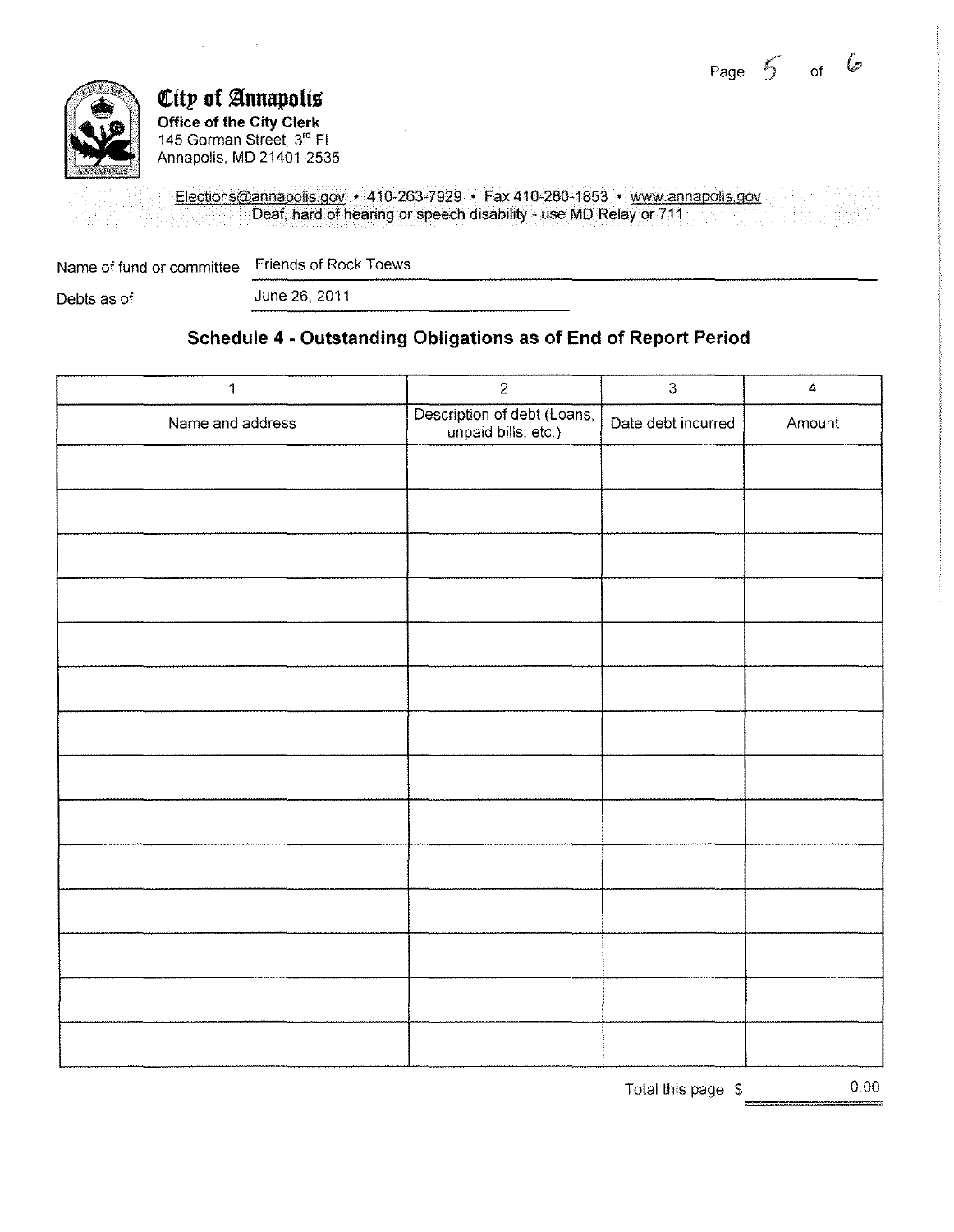**City of Annapolis**
**Office of the City Clerk**
145 Gorman Street, 3rd Fl
Annapolis, MD 21401-2535

Elections@annapolis.gov • 410-263-7929 • Fax 410-280-1853 • www.annapolis.gov
Deaf, hard of hearing or speech disability - use MD Relay or 711

Name of fund or committee: Friends of Rock Toews

Debts as of: June 26, 2011

## Schedule 4 - Outstanding Obligations as of End of Report Period

| 1 | 2 | 3 | 4 |
|---|---|---|---|
| Name and address | Description of debt (Loans, unpaid bills, etc.) | Date debt incurred | Amount |
| | | | |
| | | | |
| | | | |
| | | | |
| | | | |
| | | | |
| | | | |
| | | | |
| | | | |
| | | | |
| | | | |
| | | | |
| | | | |
| | | | |

Total this page $ 0.00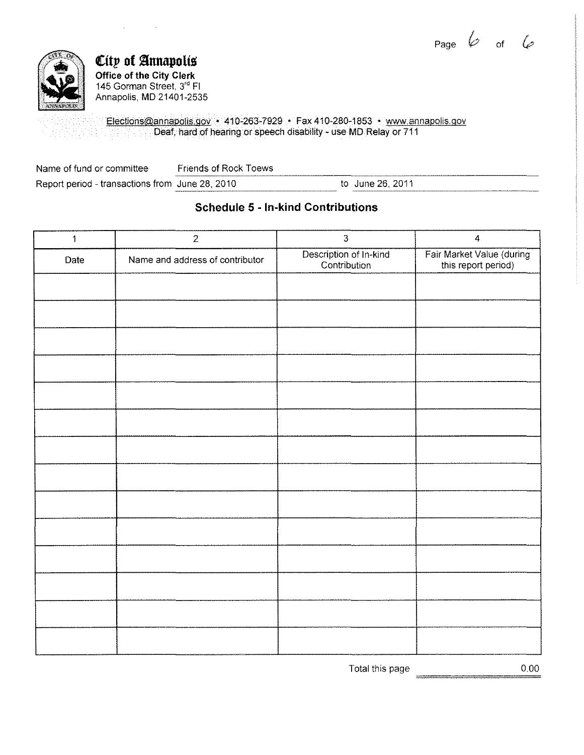# City of Annapolis

**Office of the City Clerk**
145 Gorman Street, 3rd Fl
Annapolis, MD 21401-2535

Elections@annapolis.gov • 410-263-7929 • Fax 410-280-1853 • www.annapolis.gov
Deaf, hard of hearing or speech disability - use MD Relay or 711

Name of fund or committee: Friends of Rock Toews

Report period - transactions from June 28, 2010 to June 26, 2011

## Schedule 5 - In-kind Contributions

| 1 | 2 | 3 | 4 |
|---|---|---|---|
| Date | Name and address of contributor | Description of In-kind Contribution | Fair Market Value (during this report period) |
| | | | |
| | | | |
| | | | |
| | | | |
| | | | |
| | | | |
| | | | |
| | | | |
| | | | |
| | | | |
| | | | |
| | | | |
| | | | |
| | | | |

Total this page 0.00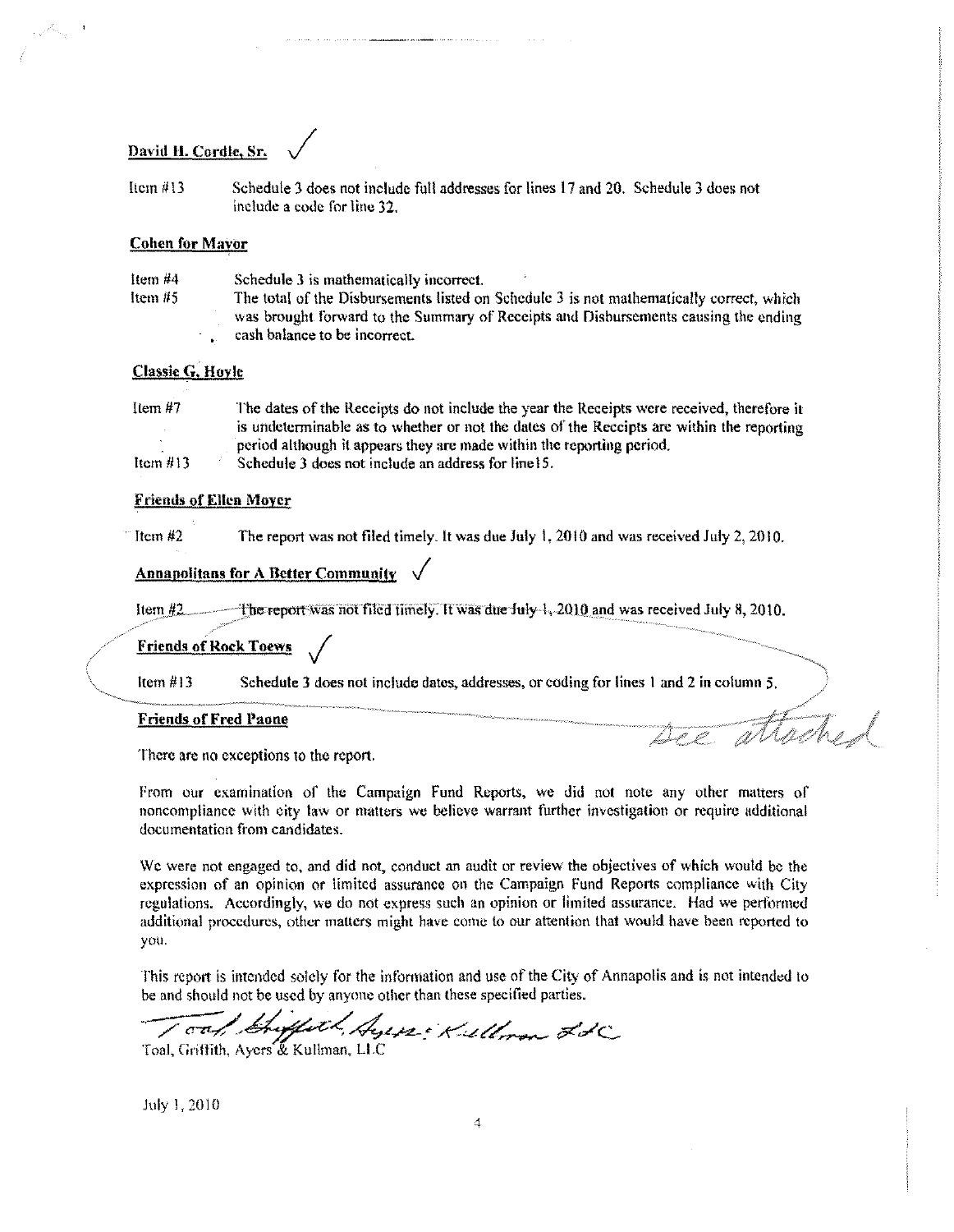**David H. Cordle, Sr.** ✓

Item #13 Schedule 3 does not include full addresses for lines 17 and 20. Schedule 3 does not include a code for line 32.

**Cohen for Mayor**

Item #4 Schedule 3 is mathematically incorrect.

Item #5 The total of the Disbursements listed on Schedule 3 is not mathematically correct, which was brought forward to the Summary of Receipts and Disbursements causing the ending cash balance to be incorrect.

**Classie G. Hoyle**

Item #7 The dates of the Receipts do not include the year the Receipts were received, therefore it is undeterminable as to whether or not the dates of the Receipts are within the reporting period although it appears they are made within the reporting period.

Item #13 Schedule 3 does not include an address for line15.

**Friends of Ellen Moyer**

Item #2 The report was not filed timely. It was due July 1, 2010 and was received July 2, 2010.

**Annapolitans for A Better Community** ✓

Item #2 The report was not filed timely. It was due July 1, 2010 and was received July 8, 2010.

**Friends of Rock Toews** ✓

Item #13 Schedule 3 does not include dates, addresses, or coding for lines 1 and 2 in column 5.

See attached

**Friends of Fred Paone**

There are no exceptions to the report.

From our examination of the Campaign Fund Reports, we did not note any other matters of noncompliance with city law or matters we believe warrant further investigation or require additional documentation from candidates.

We were not engaged to, and did not, conduct an audit or review the objectives of which would be the expression of an opinion or limited assurance on the Campaign Fund Reports compliance with City regulations. Accordingly, we do not express such an opinion or limited assurance. Had we performed additional procedures, other matters might have come to our attention that would have been reported to you.

This report is intended solely for the information and use of the City of Annapolis and is not intended to be and should not be used by anyone other than these specified parties.

Toal, Griffith, Ayers & Kullman, LLC

Toal, Griffith, Ayers & Kullman, LLC

July 1, 2010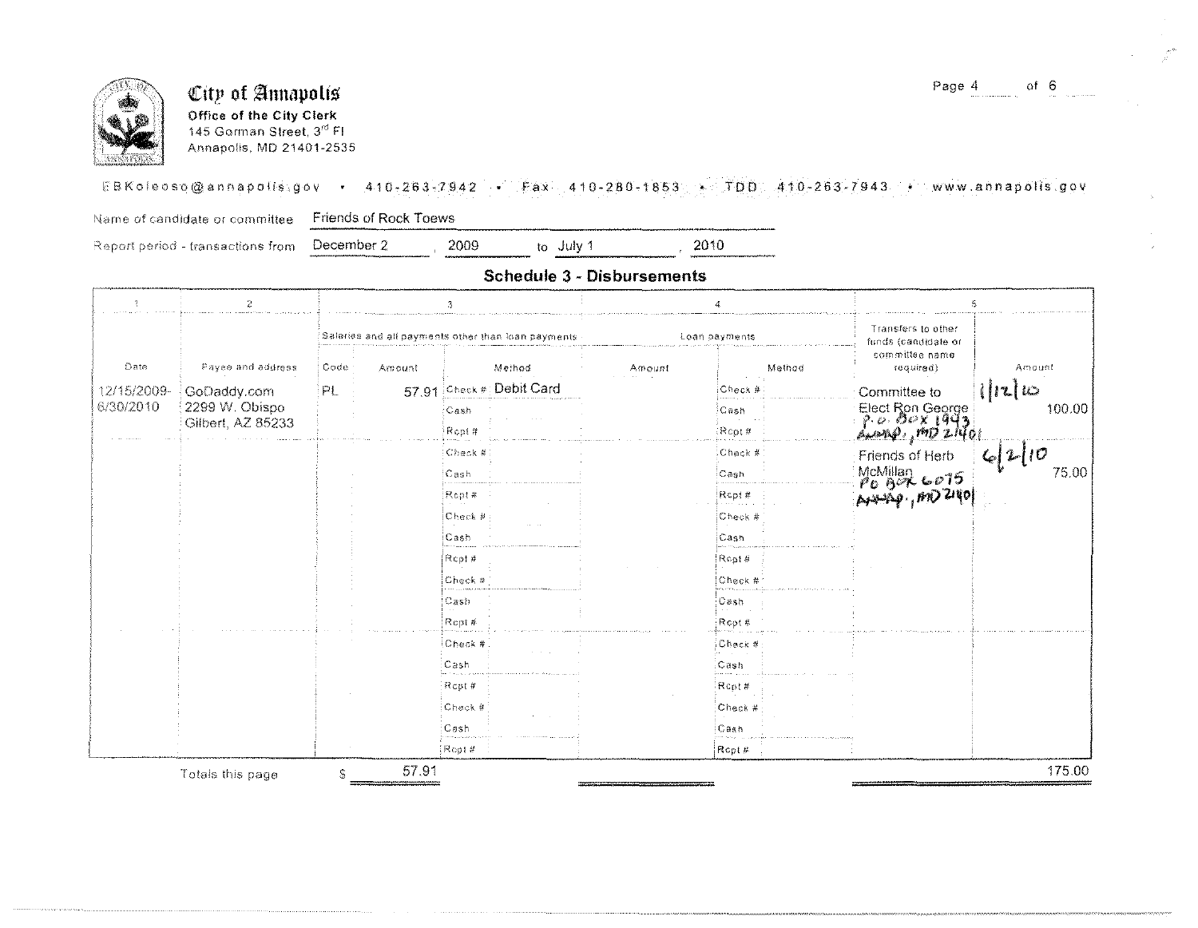**City of Annapolis**
**Office of the City Clerk**
145 Gorman Street, 3rd Fl
Annapolis, MD 21401-2535

EBKoleoso@annapolis.gov • 410-263-7942 • Fax 410-280-1853 • TDD 410-263-7943 • www.annapolis.gov

Name of candidate or committee: Friends of Rock Toews

Report period - transactions from: December 2, 2009 to July 1, 2010

## Schedule 3 - Disbursements

| 1 | 2 | 3 | | | 4 | | 5 | |
|---|---|---|---|---|---|---|---|---|
| | | Salaries and all payments other than loan payments | | | Loan payments | | Transfers to other funds (candidate or committee name required) | |
| Date | Payee and address | Code | Amount | Method | Amount | Method | | Amount |
| 12/15/2009-6/30/2010 | GoDaddy.com 2299 W. Obispo Gilbert, AZ 85233 | PL | 57.91 | Check # Debit Card / Cash / Rcpt # | | Check # / Cash / Rcpt # | Committee to Elect Ron George P.O. Box 1943 Annap., MD 21401 | 1/12/10 100.00 |
| | | | | Check # / Cash / Rcpt # | | Check # / Cash / Rcpt # | Friends of Herb McMillan PO Box 6075 Annap., MD 21401 | 6/2/10 75.00 |
| | | | | Check # / Cash / Rcpt # | | Check # / Cash / Rcpt # | | |
| | | | | Check # / Cash / Rcpt # | | Check # / Cash / Rcpt # | | |
| | | | | Check # / Cash / Rcpt # | | Check # / Cash / Rcpt # | | |
| | | | | Check # / Cash / Rcpt # | | Check # / Cash / Rcpt # | | |
| | Totals this page | $ | 57.91 | | | | | 175.00 |